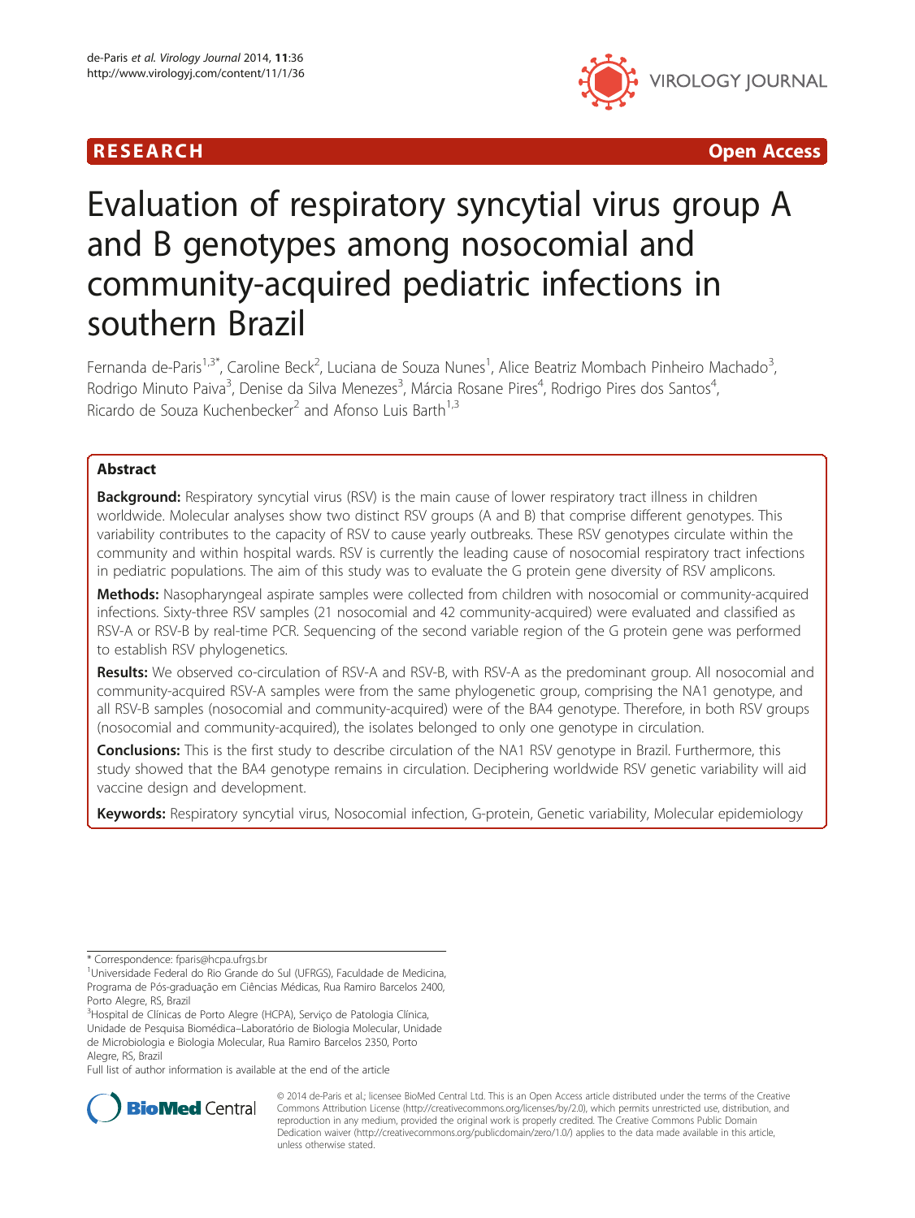RESEARCH Open Access

# Evaluation of respiratory syncytial virus group A and B genotypes among nosocomial and community-acquired pediatric infections in southern Brazil

Fernanda de-Paris[1,3*], Caroline Beck[2], Luciana de Souza Nunes[1], Alice Beatriz Mombach Pinheiro Machado[3], Rodrigo Minuto Paiva[3], Denise da Silva Menezes[3], Márcia Rosane Pires[4], Rodrigo Pires dos Santos[4], Ricardo de Souza Kuchenbecker[2] and Afonso Luis Barth[1,3]

## Abstract

**Background:** Respiratory syncytial virus (RSV) is the main cause of lower respiratory tract illness in children worldwide. Molecular analyses show two distinct RSV groups (A and B) that comprise different genotypes. This variability contributes to the capacity of RSV to cause yearly outbreaks. These RSV genotypes circulate within the community and within hospital wards. RSV is currently the leading cause of nosocomial respiratory tract infections in pediatric populations. The aim of this study was to evaluate the G protein gene diversity of RSV amplicons.

**Methods:** Nasopharyngeal aspirate samples were collected from children with nosocomial or community-acquired infections. Sixty-three RSV samples (21 nosocomial and 42 community-acquired) were evaluated and classified as RSV-A or RSV-B by real-time PCR. Sequencing of the second variable region of the G protein gene was performed to establish RSV phylogenetics.

**Results:** We observed co-circulation of RSV-A and RSV-B, with RSV-A as the predominant group. All nosocomial and community-acquired RSV-A samples were from the same phylogenetic group, comprising the NA1 genotype, and all RSV-B samples (nosocomial and community-acquired) were of the BA4 genotype. Therefore, in both RSV groups (nosocomial and community-acquired), the isolates belonged to only one genotype in circulation.

**Conclusions:** This is the first study to describe circulation of the NA1 RSV genotype in Brazil. Furthermore, this study showed that the BA4 genotype remains in circulation. Deciphering worldwide RSV genetic variability will aid vaccine design and development.

**Keywords:** Respiratory syncytial virus, Nosocomial infection, G-protein, Genetic variability, Molecular epidemiology

* Correspondence: fparis@hcpa.ufrgs.br
[1]Universidade Federal do Rio Grande do Sul (UFRGS), Faculdade de Medicina, Programa de Pós-graduação em Ciências Médicas, Rua Ramiro Barcelos 2400, Porto Alegre, RS, Brazil
[3]Hospital de Clínicas de Porto Alegre (HCPA), Serviço de Patologia Clínica, Unidade de Pesquisa Biomédica–Laboratório de Biologia Molecular, Unidade de Microbiologia e Biologia Molecular, Rua Ramiro Barcelos 2350, Porto Alegre, RS, Brazil
Full list of author information is available at the end of the article

© 2014 de-Paris et al.; licensee BioMed Central Ltd. This is an Open Access article distributed under the terms of the Creative Commons Attribution License (http://creativecommons.org/licenses/by/2.0), which permits unrestricted use, distribution, and reproduction in any medium, provided the original work is properly credited. The Creative Commons Public Domain Dedication waiver (http://creativecommons.org/publicdomain/zero/1.0/) applies to the data made available in this article, unless otherwise stated.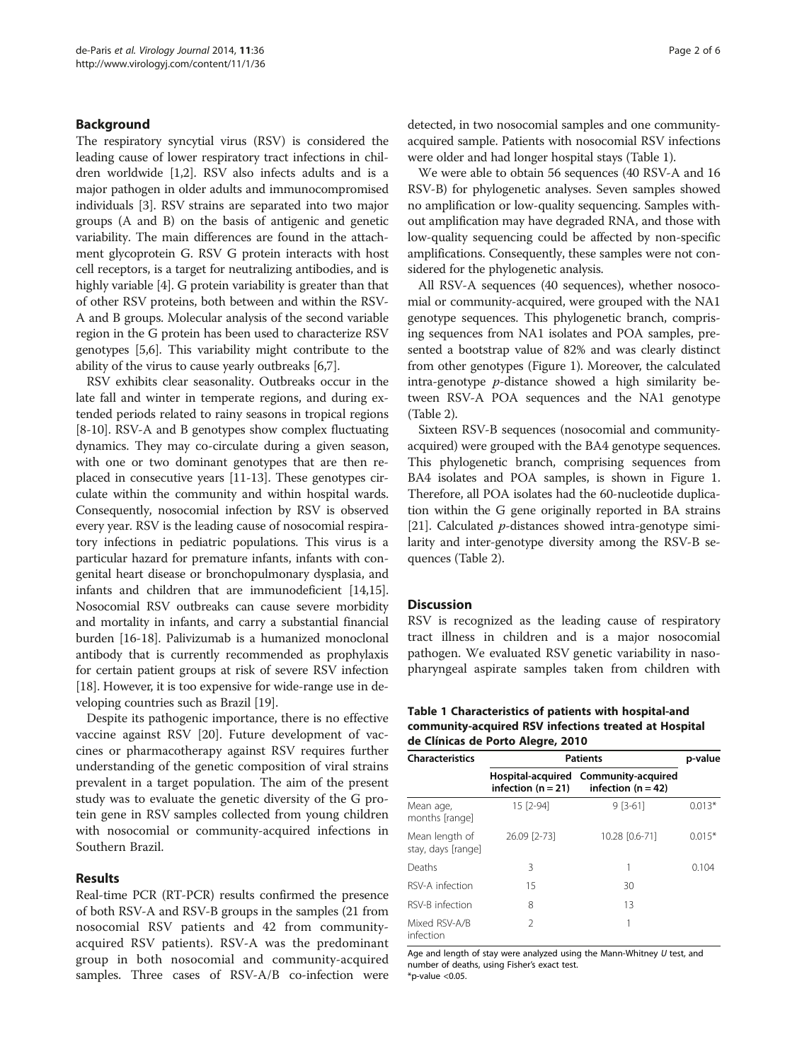## Background

The respiratory syncytial virus (RSV) is considered the leading cause of lower respiratory tract infections in children worldwide [1,2]. RSV also infects adults and is a major pathogen in older adults and immunocompromised individuals [3]. RSV strains are separated into two major groups (A and B) on the basis of antigenic and genetic variability. The main differences are found in the attachment glycoprotein G. RSV G protein interacts with host cell receptors, is a target for neutralizing antibodies, and is highly variable [4]. G protein variability is greater than that of other RSV proteins, both between and within the RSV-A and B groups. Molecular analysis of the second variable region in the G protein has been used to characterize RSV genotypes [5,6]. This variability might contribute to the ability of the virus to cause yearly outbreaks [6,7].

RSV exhibits clear seasonality. Outbreaks occur in the late fall and winter in temperate regions, and during extended periods related to rainy seasons in tropical regions [8-10]. RSV-A and B genotypes show complex fluctuating dynamics. They may co-circulate during a given season, with one or two dominant genotypes that are then replaced in consecutive years [11-13]. These genotypes circulate within the community and within hospital wards. Consequently, nosocomial infection by RSV is observed every year. RSV is the leading cause of nosocomial respiratory infections in pediatric populations. This virus is a particular hazard for premature infants, infants with congenital heart disease or bronchopulmonary dysplasia, and infants and children that are immunodeficient [14,15]. Nosocomial RSV outbreaks can cause severe morbidity and mortality in infants, and carry a substantial financial burden [16-18]. Palivizumab is a humanized monoclonal antibody that is currently recommended as prophylaxis for certain patient groups at risk of severe RSV infection [18]. However, it is too expensive for wide-range use in developing countries such as Brazil [19].

Despite its pathogenic importance, there is no effective vaccine against RSV [20]. Future development of vaccines or pharmacotherapy against RSV requires further understanding of the genetic composition of viral strains prevalent in a target population. The aim of the present study was to evaluate the genetic diversity of the G protein gene in RSV samples collected from young children with nosocomial or community-acquired infections in Southern Brazil.

## Results

Real-time PCR (RT-PCR) results confirmed the presence of both RSV-A and RSV-B groups in the samples (21 from nosocomial RSV patients and 42 from community-acquired RSV patients). RSV-A was the predominant group in both nosocomial and community-acquired samples. Three cases of RSV-A/B co-infection were detected, in two nosocomial samples and one community-acquired sample. Patients with nosocomial RSV infections were older and had longer hospital stays (Table 1).

We were able to obtain 56 sequences (40 RSV-A and 16 RSV-B) for phylogenetic analyses. Seven samples showed no amplification or low-quality sequencing. Samples without amplification may have degraded RNA, and those with low-quality sequencing could be affected by non-specific amplifications. Consequently, these samples were not considered for the phylogenetic analysis.

All RSV-A sequences (40 sequences), whether nosocomial or community-acquired, were grouped with the NA1 genotype sequences. This phylogenetic branch, comprising sequences from NA1 isolates and POA samples, presented a bootstrap value of 82% and was clearly distinct from other genotypes (Figure 1). Moreover, the calculated intra-genotype *p*-distance showed a high similarity between RSV-A POA sequences and the NA1 genotype (Table 2).

Sixteen RSV-B sequences (nosocomial and community-acquired) were grouped with the BA4 genotype sequences. This phylogenetic branch, comprising sequences from BA4 isolates and POA samples, is shown in Figure 1. Therefore, all POA isolates had the 60-nucleotide duplication within the G gene originally reported in BA strains [21]. Calculated *p*-distances showed intra-genotype similarity and inter-genotype diversity among the RSV-B sequences (Table 2).

## Discussion

RSV is recognized as the leading cause of respiratory tract illness in children and is a major nosocomial pathogen. We evaluated RSV genetic variability in nasopharyngeal aspirate samples taken from children with

**Table 1 Characteristics of patients with hospital-and community-acquired RSV infections treated at Hospital de Clínicas de Porto Alegre, 2010**

| Characteristics | Patients | | p-value |
|---|---|---|---|
| | Hospital-acquired infection (n = 21) | Community-acquired infection (n = 42) | |
| Mean age, months [range] | 15 [2-94] | 9 [3-61] | 0.013* |
| Mean length of stay, days [range] | 26.09 [2-73] | 10.28 [0.6-71] | 0.015* |
| Deaths | 3 | 1 | 0.104 |
| RSV-A infection | 15 | 30 | |
| RSV-B infection | 8 | 13 | |
| Mixed RSV-A/B infection | 2 | 1 | |

Age and length of stay were analyzed using the Mann-Whitney *U* test, and number of deaths, using Fisher's exact test.
*p-value <0.05.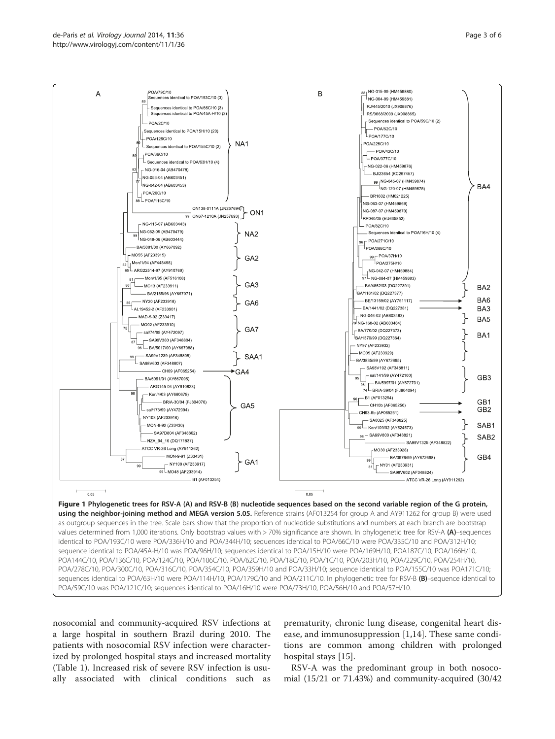**Figure 1 Phylogenetic trees for RSV-A (A) and RSV-B (B) nucleotide sequences based on the second variable region of the G protein, using the neighbor-joining method and MEGA version 5.05.** Reference strains (AF013254 for group A and AY911262 for group B) were used as outgroup sequences in the tree. Scale bars show that the proportion of nucleotide substitutions and numbers at each branch are bootstrap values determined from 1,000 iterations. Only bootstrap values with > 70% significance are shown. In phylogenetic tree for RSV-A **(A)**–sequences identical to POA/193C/10 were POA/336H/10 and POA/344H/10; sequences identical to POA/66C/10 were POA/335C/10 and POA/312H/10; sequence identical to POA/45A-H/10 was POA/96H/10; sequences identical to POA/15H/10 were POA/169H/10, POA187C/10, POA/166H/10, POA144C/10, POA/136C/10, POA/124C/10, POA/106C/10, POA/62C/10, POA/18C/10, POA/1C/10, POA/203H/10, POA/229C/10, POA/254H/10, POA/278C/10, POA/300C/10, POA/316C/10, POA/354C/10, POA/359H/10 and POA/33H/10; sequence identical to POA/155C/10 was POA171C/10; sequences identical to POA/63H/10 were POA/114H/10, POA/179C/10 and POA/211C/10. In phylogenetic tree for RSV-B **(B)**–sequence identical to POA/59C/10 was POA/121C/10; sequences identical to POA/16H/10 were POA/73H/10, POA/56H/10 and POA/57H/10.

nosocomial and community-acquired RSV infections at a large hospital in southern Brazil during 2010. The patients with nosocomial RSV infection were characterized by prolonged hospital stays and increased mortality (Table 1). Increased risk of severe RSV infection is usually associated with clinical conditions such as prematurity, chronic lung disease, congenital heart disease, and immunosuppression [1,14]. These same conditions are common among children with prolonged hospital stays [15].

RSV-A was the predominant group in both nosocomial (15/21 or 71.43%) and community-acquired (30/42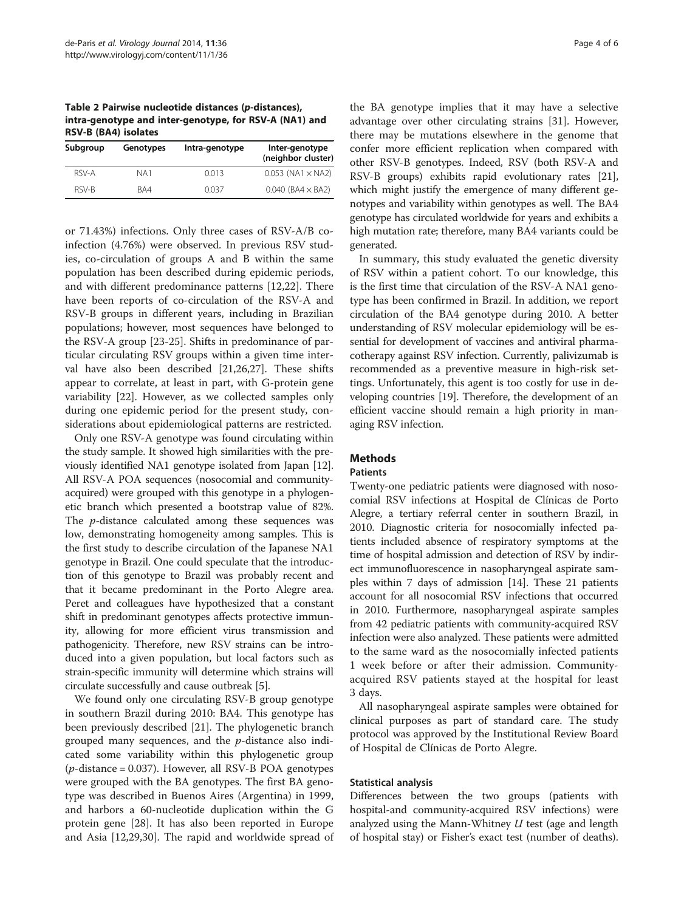**Table 2 Pairwise nucleotide distances (*p*-distances), intra-genotype and inter-genotype, for RSV-A (NA1) and RSV-B (BA4) isolates**

| Subgroup | Genotypes | Intra-genotype | Inter-genotype (neighbor cluster) |
|---|---|---|---|
| RSV-A | NA1 | 0.013 | 0.053 (NA1 × NA2) |
| RSV-B | BA4 | 0.037 | 0.040 (BA4 × BA2) |

or 71.43%) infections. Only three cases of RSV-A/B co-infection (4.76%) were observed. In previous RSV studies, co-circulation of groups A and B within the same population has been described during epidemic periods, and with different predominance patterns [12,22]. There have been reports of co-circulation of the RSV-A and RSV-B groups in different years, including in Brazilian populations; however, most sequences have belonged to the RSV-A group [23-25]. Shifts in predominance of particular circulating RSV groups within a given time interval have also been described [21,26,27]. These shifts appear to correlate, at least in part, with G-protein gene variability [22]. However, as we collected samples only during one epidemic period for the present study, considerations about epidemiological patterns are restricted.

Only one RSV-A genotype was found circulating within the study sample. It showed high similarities with the previously identified NA1 genotype isolated from Japan [12]. All RSV-A POA sequences (nosocomial and community-acquired) were grouped with this genotype in a phylogenetic branch which presented a bootstrap value of 82%. The *p*-distance calculated among these sequences was low, demonstrating homogeneity among samples. This is the first study to describe circulation of the Japanese NA1 genotype in Brazil. One could speculate that the introduction of this genotype to Brazil was probably recent and that it became predominant in the Porto Alegre area. Peret and colleagues have hypothesized that a constant shift in predominant genotypes affects protective immunity, allowing for more efficient virus transmission and pathogenicity. Therefore, new RSV strains can be introduced into a given population, but local factors such as strain-specific immunity will determine which strains will circulate successfully and cause outbreak [5].

We found only one circulating RSV-B group genotype in southern Brazil during 2010: BA4. This genotype has been previously described [21]. The phylogenetic branch grouped many sequences, and the *p*-distance also indicated some variability within this phylogenetic group (*p*-distance = 0.037). However, all RSV-B POA genotypes were grouped with the BA genotypes. The first BA genotype was described in Buenos Aires (Argentina) in 1999, and harbors a 60-nucleotide duplication within the G protein gene [28]. It has also been reported in Europe and Asia [12,29,30]. The rapid and worldwide spread of the BA genotype implies that it may have a selective advantage over other circulating strains [31]. However, there may be mutations elsewhere in the genome that confer more efficient replication when compared with other RSV-B genotypes. Indeed, RSV (both RSV-A and RSV-B groups) exhibits rapid evolutionary rates [21], which might justify the emergence of many different genotypes and variability within genotypes as well. The BA4 genotype has circulated worldwide for years and exhibits a high mutation rate; therefore, many BA4 variants could be generated.

In summary, this study evaluated the genetic diversity of RSV within a patient cohort. To our knowledge, this is the first time that circulation of the RSV-A NA1 genotype has been confirmed in Brazil. In addition, we report circulation of the BA4 genotype during 2010. A better understanding of RSV molecular epidemiology will be essential for development of vaccines and antiviral pharmacotherapy against RSV infection. Currently, palivizumab is recommended as a preventive measure in high-risk settings. Unfortunately, this agent is too costly for use in developing countries [19]. Therefore, the development of an efficient vaccine should remain a high priority in managing RSV infection.

## Methods

### Patients

Twenty-one pediatric patients were diagnosed with nosocomial RSV infections at Hospital de Clínicas de Porto Alegre, a tertiary referral center in southern Brazil, in 2010. Diagnostic criteria for nosocomially infected patients included absence of respiratory symptoms at the time of hospital admission and detection of RSV by indirect immunofluorescence in nasopharyngeal aspirate samples within 7 days of admission [14]. These 21 patients account for all nosocomial RSV infections that occurred in 2010. Furthermore, nasopharyngeal aspirate samples from 42 pediatric patients with community-acquired RSV infection were also analyzed. These patients were admitted to the same ward as the nosocomially infected patients 1 week before or after their admission. Community-acquired RSV patients stayed at the hospital for least 3 days.

All nasopharyngeal aspirate samples were obtained for clinical purposes as part of standard care. The study protocol was approved by the Institutional Review Board of Hospital de Clínicas de Porto Alegre.

### Statistical analysis

Differences between the two groups (patients with hospital-and community-acquired RSV infections) were analyzed using the Mann-Whitney *U* test (age and length of hospital stay) or Fisher's exact test (number of deaths).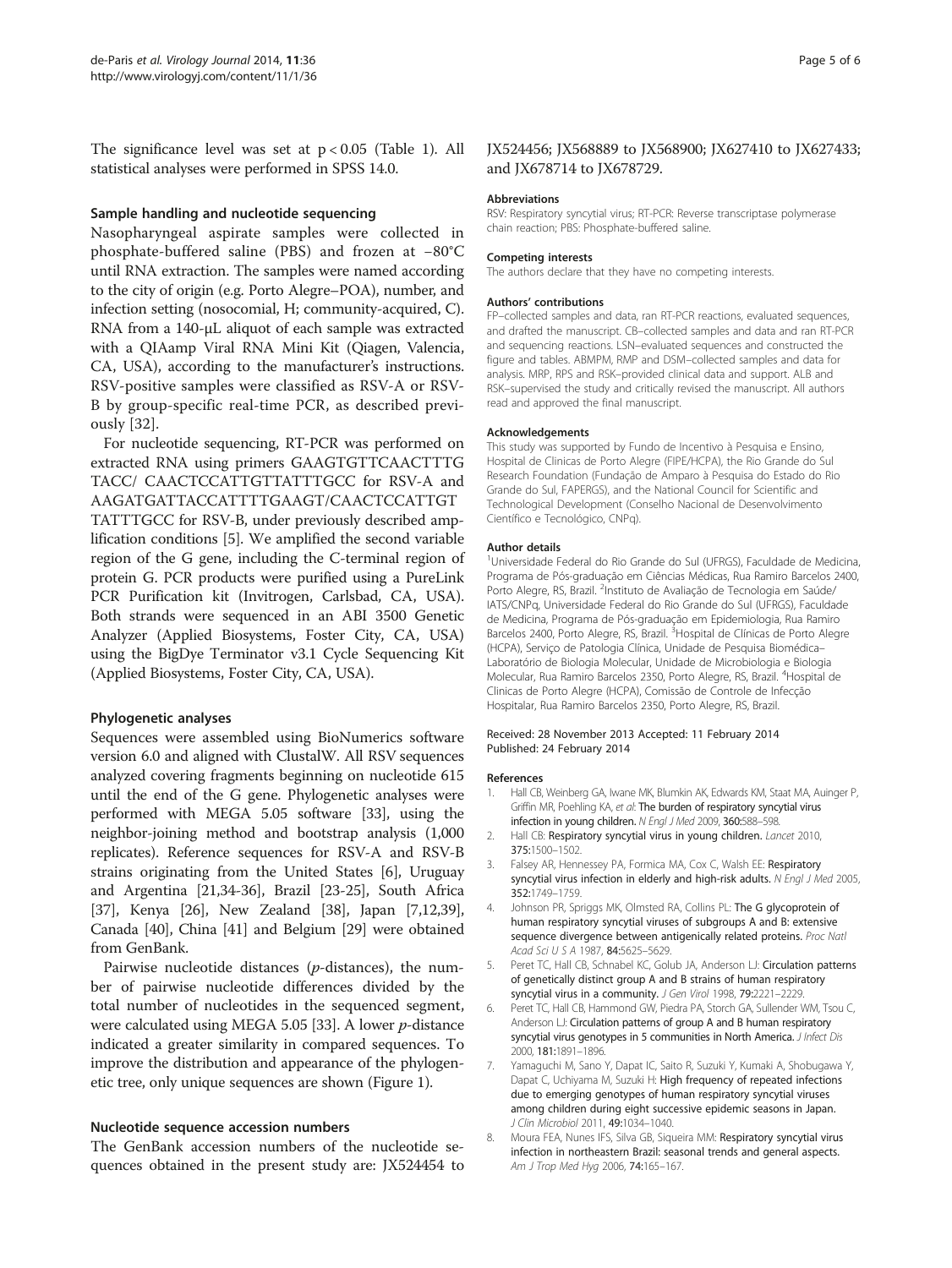The significance level was set at $p < 0.05$ (Table 1). All statistical analyses were performed in SPSS 14.0.

### Sample handling and nucleotide sequencing

Nasopharyngeal aspirate samples were collected in phosphate-buffered saline (PBS) and frozen at −80°C until RNA extraction. The samples were named according to the city of origin (e.g. Porto Alegre–POA), number, and infection setting (nosocomial, H; community-acquired, C). RNA from a 140-μL aliquot of each sample was extracted with a QIAamp Viral RNA Mini Kit (Qiagen, Valencia, CA, USA), according to the manufacturer's instructions. RSV-positive samples were classified as RSV-A or RSV-B by group-specific real-time PCR, as described previously [32].

For nucleotide sequencing, RT-PCR was performed on extracted RNA using primers GAAGTGTTCAACTTTG TACC/ CAACTCCATTGTTATTTGCC for RSV-A and AAGATGATTACCATTTTGAAGT/CAACTCCATTGT TATTTGCC for RSV-B, under previously described amplification conditions [5]. We amplified the second variable region of the G gene, including the C-terminal region of protein G. PCR products were purified using a PureLink PCR Purification kit (Invitrogen, Carlsbad, CA, USA). Both strands were sequenced in an ABI 3500 Genetic Analyzer (Applied Biosystems, Foster City, CA, USA) using the BigDye Terminator v3.1 Cycle Sequencing Kit (Applied Biosystems, Foster City, CA, USA).

### Phylogenetic analyses

Sequences were assembled using BioNumerics software version 6.0 and aligned with ClustalW. All RSV sequences analyzed covering fragments beginning on nucleotide 615 until the end of the G gene. Phylogenetic analyses were performed with MEGA 5.05 software [33], using the neighbor-joining method and bootstrap analysis (1,000 replicates). Reference sequences for RSV-A and RSV-B strains originating from the United States [6], Uruguay and Argentina [21,34-36], Brazil [23-25], South Africa [37], Kenya [26], New Zealand [38], Japan [7,12,39], Canada [40], China [41] and Belgium [29] were obtained from GenBank.

Pairwise nucleotide distances (*p*-distances), the number of pairwise nucleotide differences divided by the total number of nucleotides in the sequenced segment, were calculated using MEGA 5.05 [33]. A lower *p*-distance indicated a greater similarity in compared sequences. To improve the distribution and appearance of the phylogenetic tree, only unique sequences are shown (Figure 1).

### Nucleotide sequence accession numbers

The GenBank accession numbers of the nucleotide sequences obtained in the present study are: JX524454 to JX524456; JX568889 to JX568900; JX627410 to JX627433; and JX678714 to JX678729.

#### Abbreviations

RSV: Respiratory syncytial virus; RT-PCR: Reverse transcriptase polymerase chain reaction; PBS: Phosphate-buffered saline.

#### Competing interests

The authors declare that they have no competing interests.

#### Authors' contributions

FP–collected samples and data, ran RT-PCR reactions, evaluated sequences, and drafted the manuscript. CB–collected samples and data and ran RT-PCR and sequencing reactions. LSN–evaluated sequences and constructed the figure and tables. ABMPM, RMP and DSM–collected samples and data for analysis. MRP, RPS and RSK–provided clinical data and support. ALB and RSK–supervised the study and critically revised the manuscript. All authors read and approved the final manuscript.

#### Acknowledgements

This study was supported by Fundo de Incentivo à Pesquisa e Ensino, Hospital de Clinicas de Porto Alegre (FIPE/HCPA), the Rio Grande do Sul Research Foundation (Fundação de Amparo à Pesquisa do Estado do Rio Grande do Sul, FAPERGS), and the National Council for Scientific and Technological Development (Conselho Nacional de Desenvolvimento Científico e Tecnológico, CNPq).

#### Author details

[1]Universidade Federal do Rio Grande do Sul (UFRGS), Faculdade de Medicina, Programa de Pós-graduação em Ciências Médicas, Rua Ramiro Barcelos 2400, Porto Alegre, RS, Brazil. [2]Instituto de Avaliação de Tecnologia em Saúde/ IATS/CNPq, Universidade Federal do Rio Grande do Sul (UFRGS), Faculdade de Medicina, Programa de Pós-graduação em Epidemiologia, Rua Ramiro Barcelos 2400, Porto Alegre, RS, Brazil. [3]Hospital de Clínicas de Porto Alegre (HCPA), Serviço de Patologia Clínica, Unidade de Pesquisa Biomédica–Laboratório de Biologia Molecular, Unidade de Microbiologia e Biologia Molecular, Rua Ramiro Barcelos 2350, Porto Alegre, RS, Brazil. [4]Hospital de Clinicas de Porto Alegre (HCPA), Comissão de Controle de Infecção Hospitalar, Rua Ramiro Barcelos 2350, Porto Alegre, RS, Brazil.

Received: 28 November 2013 Accepted: 11 February 2014
Published: 24 February 2014

#### References

1. Hall CB, Weinberg GA, Iwane MK, Blumkin AK, Edwards KM, Staat MA, Auinger P, Griffin MR, Poehling KA, *et al*: **The burden of respiratory syncytial virus infection in young children.** *N Engl J Med* 2009, **360:**588–598.
2. Hall CB: **Respiratory syncytial virus in young children.** *Lancet* 2010, **375:**1500–1502.
3. Falsey AR, Hennessey PA, Formica MA, Cox C, Walsh EE: **Respiratory syncytial virus infection in elderly and high-risk adults.** *N Engl J Med* 2005, **352:**1749–1759.
4. Johnson PR, Spriggs MK, Olmsted RA, Collins PL: **The G glycoprotein of human respiratory syncytial viruses of subgroups A and B: extensive sequence divergence between antigenically related proteins.** *Proc Natl Acad Sci U S A* 1987, **84:**5625–5629.
5. Peret TC, Hall CB, Schnabel KC, Golub JA, Anderson LJ: **Circulation patterns of genetically distinct group A and B strains of human respiratory syncytial virus in a community.** *J Gen Virol* 1998, **79:**2221–2229.
6. Peret TC, Hall CB, Hammond GW, Piedra PA, Storch GA, Sullender WM, Tsou C, Anderson LJ: **Circulation patterns of group A and B human respiratory syncytial virus genotypes in 5 communities in North America.** *J Infect Dis* 2000, **181:**1891–1896.
7. Yamaguchi M, Sano Y, Dapat IC, Saito R, Suzuki Y, Kumaki A, Shobugawa Y, Dapat C, Uchiyama M, Suzuki H: **High frequency of repeated infections due to emerging genotypes of human respiratory syncytial viruses among children during eight successive epidemic seasons in Japan.** *J Clin Microbiol* 2011, **49:**1034–1040.
8. Moura FEA, Nunes IFS, Silva GB, Siqueira MM: **Respiratory syncytial virus infection in northeastern Brazil: seasonal trends and general aspects.** *Am J Trop Med Hyg* 2006, **74:**165–167.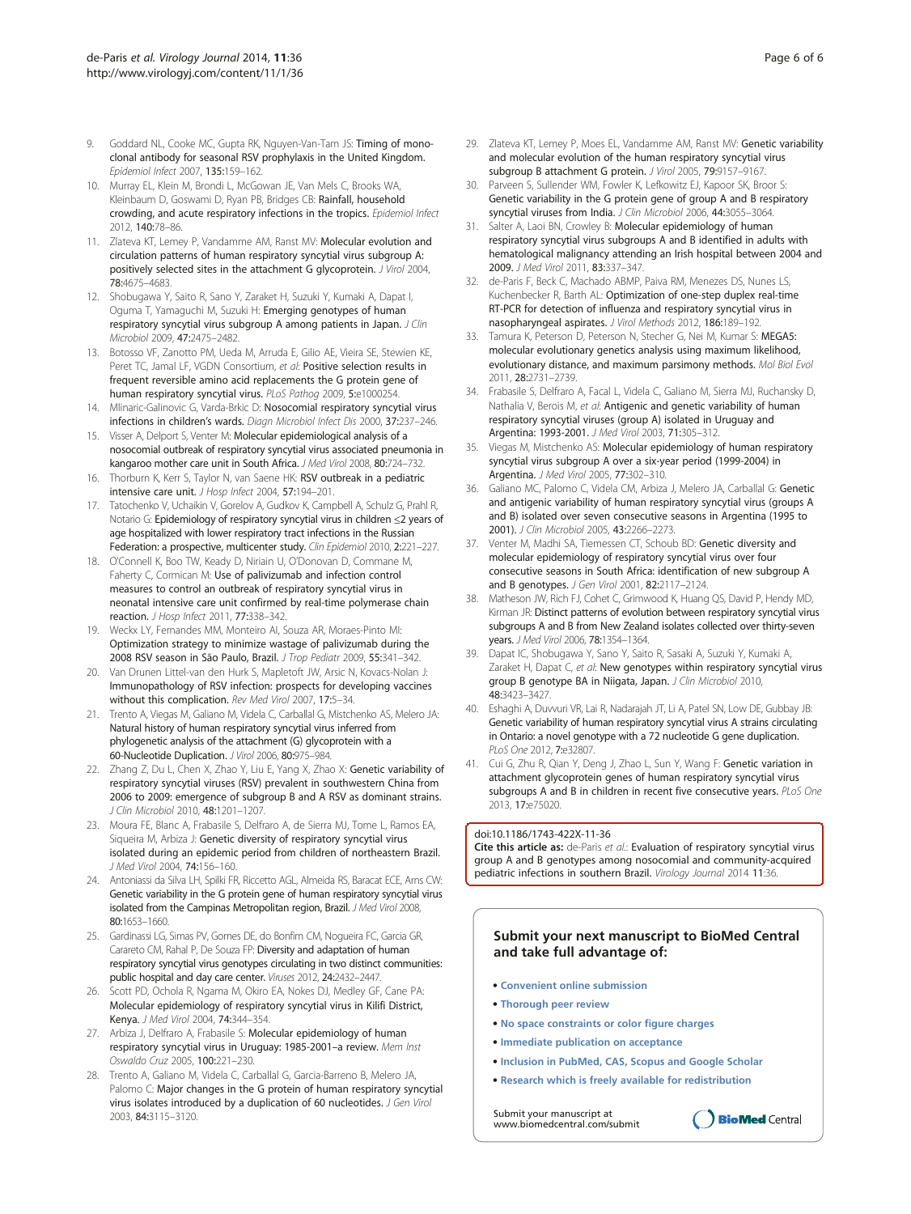9. Goddard NL, Cooke MC, Gupta RK, Nguyen-Van-Tam JS: **Timing of monoclonal antibody for seasonal RSV prophylaxis in the United Kingdom.** *Epidemiol Infect* 2007, **135:**159–162.
10. Murray EL, Klein M, Brondi L, McGowan JE, Van Mels C, Brooks WA, Kleinbaum D, Goswami D, Ryan PB, Bridges CB: **Rainfall, household crowding, and acute respiratory infections in the tropics.** *Epidemiol Infect* 2012, **140:**78–86.
11. Zlateva KT, Lemey P, Vandamme AM, Ranst MV: **Molecular evolution and circulation patterns of human respiratory syncytial virus subgroup A: positively selected sites in the attachment G glycoprotein.** *J Virol* 2004, **78:**4675–4683.
12. Shobugawa Y, Saito R, Sano Y, Zaraket H, Suzuki Y, Kumaki A, Dapat I, Oguma T, Yamaguchi M, Suzuki H: **Emerging genotypes of human respiratory syncytial virus subgroup A among patients in Japan.** *J Clin Microbiol* 2009, **47:**2475–2482.
13. Botosso VF, Zanotto PM, Ueda M, Arruda E, Gilio AE, Vieira SE, Stewien KE, Peret TC, Jamal LF, VGDN Consortium, *et al*: **Positive selection results in frequent reversible amino acid replacements the G protein gene of human respiratory syncytial virus.** *PLoS Pathog* 2009, **5:**e1000254.
14. Mlinaric-Galinovic G, Varda-Brkic D: **Nosocomial respiratory syncytial virus infections in children's wards.** *Diagn Microbiol Infect Dis* 2000, **37:**237–246.
15. Visser A, Delport S, Venter M: **Molecular epidemiological analysis of a nosocomial outbreak of respiratory syncytial virus associated pneumonia in kangaroo mother care unit in South Africa.** *J Med Virol* 2008, **80:**724–732.
16. Thorburn K, Kerr S, Taylor N, van Saene HK: **RSV outbreak in a pediatric intensive care unit.** *J Hosp Infect* 2004, **57:**194–201.
17. Tatochenko V, Uchaikin V, Gorelov A, Gudkov K, Campbell A, Schulz G, Prahl R, Notario G: **Epidemiology of respiratory syncytial virus in children ≤2 years of age hospitalized with lower respiratory tract infections in the Russian Federation: a prospective, multicenter study.** *Clin Epidemiol* 2010, **2:**221–227.
18. O'Connell K, Boo TW, Keady D, Niriain U, O'Donovan D, Commane M, Faherty C, Cormican M: **Use of palivizumab and infection control measures to control an outbreak of respiratory syncytial virus in neonatal intensive care unit confirmed by real-time polymerase chain reaction.** *J Hosp Infect* 2011, **77:**338–342.
19. Weckx LY, Fernandes MM, Monteiro AI, Souza AR, Moraes-Pinto MI: **Optimization strategy to minimize wastage of palivizumab during the 2008 RSV season in São Paulo, Brazil.** *J Trop Pediatr* 2009, **55:**341–342.
20. Van Drunen Littel-van den Hurk S, Mapletoft JW, Arsic N, Kovacs-Nolan J: **Immunopathology of RSV infection: prospects for developing vaccines without this complication.** *Rev Med Virol* 2007, **17:**5–34.
21. Trento A, Viegas M, Galiano M, Videla C, Carballal G, Mistchenko AS, Melero JA: **Natural history of human respiratory syncytial virus inferred from phylogenetic analysis of the attachment (G) glycoprotein with a 60-Nucleotide Duplication.** *J Virol* 2006, **80:**975–984.
22. Zhang Z, Du L, Chen X, Zhao Y, Liu E, Yang X, Zhao X: **Genetic variability of respiratory syncytial viruses (RSV) prevalent in southwestern China from 2006 to 2009: emergence of subgroup B and A RSV as dominant strains.** *J Clin Microbiol* 2010, **48:**1201–1207.
23. Moura FE, Blanc A, Frabasile S, Delfraro A, de Sierra MJ, Tome L, Ramos EA, Siqueira M, Arbiza J: **Genetic diversity of respiratory syncytial virus isolated during an epidemic period from children of northeastern Brazil.** *J Med Virol* 2004, **74:**156–160.
24. Antoniassi da Silva LH, Spilki FR, Riccetto AGL, Almeida RS, Baracat ECE, Arns CW: **Genetic variability in the G protein gene of human respiratory syncytial virus isolated from the Campinas Metropolitan region, Brazil.** *J Med Virol* 2008, **80:**1653–1660.
25. Gardinassi LG, Simas PV, Gomes DE, do Bonfim CM, Nogueira FC, Garcia GR, Carareto CM, Rahal P, De Souza FP: **Diversity and adaptation of human respiratory syncytial virus genotypes circulating in two distinct communities: public hospital and day care center.** *Viruses* 2012, **24:**2432–2447.
26. Scott PD, Ochola R, Ngama M, Okiro EA, Nokes DJ, Medley GF, Cane PA: **Molecular epidemiology of respiratory syncytial virus in Kilifi District, Kenya.** *J Med Virol* 2004, **74:**344–354.
27. Arbiza J, Delfraro A, Frabasile S: **Molecular epidemiology of human respiratory syncytial virus in Uruguay: 1985-2001–a review.** *Mem Inst Oswaldo Cruz* 2005, **100:**221–230.
28. Trento A, Galiano M, Videla C, Carballal G, Garcia-Barreno B, Melero JA, Palomo C: **Major changes in the G protein of human respiratory syncytial virus isolates introduced by a duplication of 60 nucleotides.** *J Gen Virol* 2003, **84:**3115–3120.
29. Zlateva KT, Lemey P, Moes EL, Vandamme AM, Ranst MV: **Genetic variability and molecular evolution of the human respiratory syncytial virus subgroup B attachment G protein.** *J Virol* 2005, **79:**9157–9167.
30. Parveen S, Sullender WM, Fowler K, Lefkowitz EJ, Kapoor SK, Broor S: **Genetic variability in the G protein gene of group A and B respiratory syncytial viruses from India.** *J Clin Microbiol* 2006, **44:**3055–3064.
31. Salter A, Laoi BN, Crowley B: **Molecular epidemiology of human respiratory syncytial virus subgroups A and B identified in adults with hematological malignancy attending an Irish hospital between 2004 and 2009.** *J Med Virol* 2011, **83:**337–347.
32. de-Paris F, Beck C, Machado ABMP, Paiva RM, Menezes DS, Nunes LS, Kuchenbecker R, Barth AL: **Optimization of one-step duplex real-time RT-PCR for detection of influenza and respiratory syncytial virus in nasopharyngeal aspirates.** *J Virol Methods* 2012, **186:**189–192.
33. Tamura K, Peterson D, Peterson N, Stecher G, Nei M, Kumar S: **MEGA5: molecular evolutionary genetics analysis using maximum likelihood, evolutionary distance, and maximum parsimony methods.** *Mol Biol Evol* 2011, **28:**2731–2739.
34. Frabasile S, Delfraro A, Facal L, Videla C, Galiano M, Sierra MJ, Ruchansky D, Nathalia V, Berois M, *et al*: **Antigenic and genetic variability of human respiratory syncytial viruses (group A) isolated in Uruguay and Argentina: 1993-2001.** *J Med Virol* 2003, **71:**305–312.
35. Viegas M, Mistchenko AS: **Molecular epidemiology of human respiratory syncytial virus subgroup A over a six-year period (1999-2004) in Argentina.** *J Med Virol* 2005, **77:**302–310.
36. Galiano MC, Palomo C, Videla CM, Arbiza J, Melero JA, Carballal G: **Genetic and antigenic variability of human respiratory syncytial virus (groups A and B) isolated over seven consecutive seasons in Argentina (1995 to 2001).** *J Clin Microbiol* 2005, **43:**2266–2273.
37. Venter M, Madhi SA, Tiemessen CT, Schoub BD: **Genetic diversity and molecular epidemiology of respiratory syncytial virus over four consecutive seasons in South Africa: identification of new subgroup A and B genotypes.** *J Gen Virol* 2001, **82:**2117–2124.
38. Matheson JW, Rich FJ, Cohet C, Grimwood K, Huang QS, David P, Hendy MD, Kirman JR: **Distinct patterns of evolution between respiratory syncytial virus subgroups A and B from New Zealand isolates collected over thirty-seven years.** *J Med Virol* 2006, **78:**1354–1364.
39. Dapat IC, Shobugawa Y, Sano Y, Saito R, Sasaki A, Suzuki Y, Kumaki A, Zaraket H, Dapat C, *et al*: **New genotypes within respiratory syncytial virus group B genotype BA in Niigata, Japan.** *J Clin Microbiol* 2010, **48:**3423–3427.
40. Eshaghi A, Duvvuri VR, Lai R, Nadarajah JT, Li A, Patel SN, Low DE, Gubbay JB: **Genetic variability of human respiratory syncytial virus A strains circulating in Ontario: a novel genotype with a 72 nucleotide G gene duplication.** *PLoS One* 2012, **7:**e32807.
41. Cui G, Zhu R, Qian Y, Deng J, Zhao L, Sun Y, Wang F: **Genetic variation in attachment glycoprotein genes of human respiratory syncytial virus subgroups A and B in children in recent five consecutive years.** *PLoS One* 2013, **17:**e75020.

doi:10.1186/1743-422X-11-36

**Cite this article as:** de-Paris *et al.*: Evaluation of respiratory syncytial virus group A and B genotypes among nosocomial and community-acquired pediatric infections in southern Brazil. *Virology Journal* 2014 **11**:36.

**Submit your next manuscript to BioMed Central and take full advantage of:**

- Convenient online submission
- Thorough peer review
- No space constraints or color figure charges
- Immediate publication on acceptance
- Inclusion in PubMed, CAS, Scopus and Google Scholar
- Research which is freely available for redistribution

Submit your manuscript at www.biomedcentral.com/submit